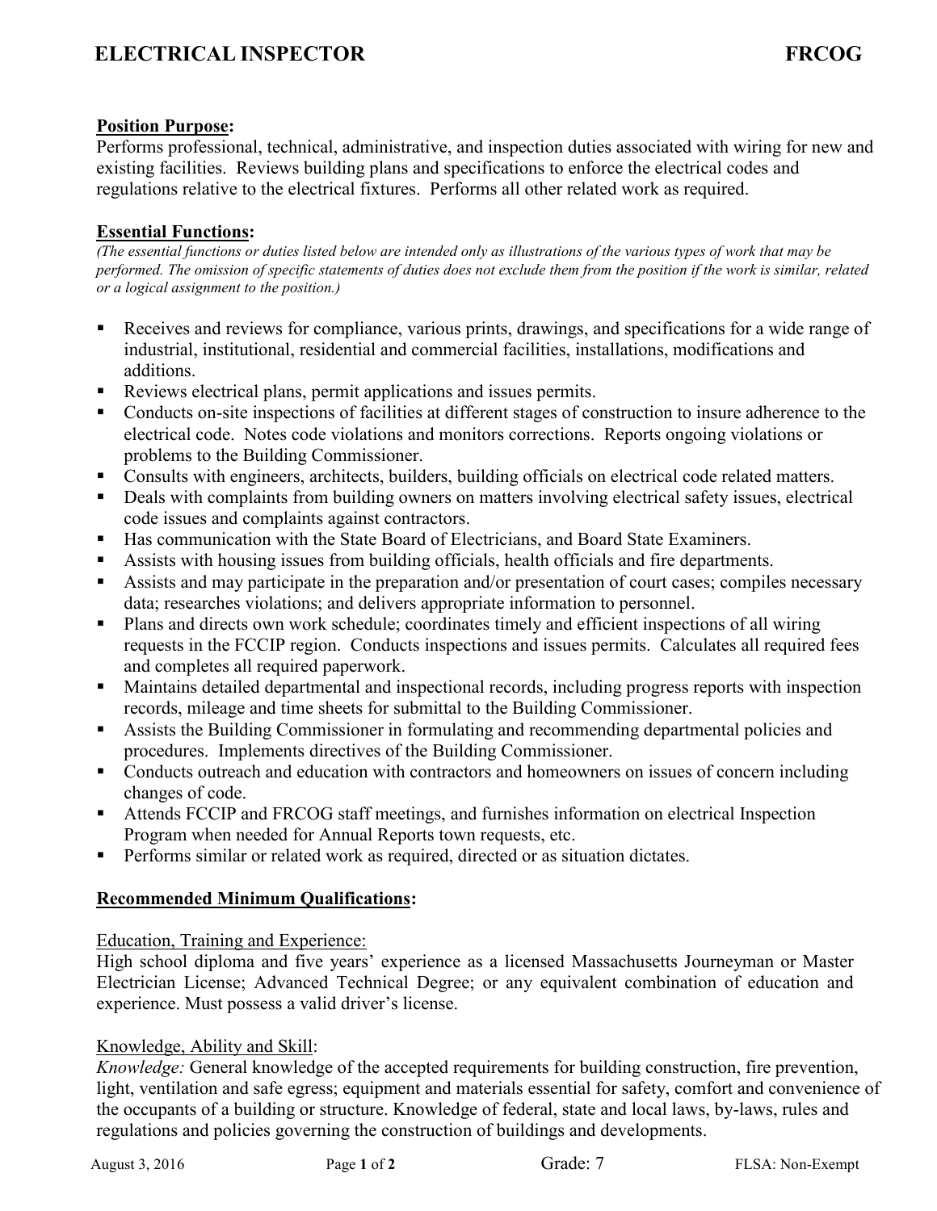# ELECTRICAL INSPECTOR FRCOG

**Position Purpose:**

Performs professional, technical, administrative, and inspection duties associated with wiring for new and existing facilities. Reviews building plans and specifications to enforce the electrical codes and regulations relative to the electrical fixtures. Performs all other related work as required.

**Essential Functions:**

*(The essential functions or duties listed below are intended only as illustrations of the various types of work that may be performed. The omission of specific statements of duties does not exclude them from the position if the work is similar, related or a logical assignment to the position.)*

- Receives and reviews for compliance, various prints, drawings, and specifications for a wide range of industrial, institutional, residential and commercial facilities, installations, modifications and additions.
- Reviews electrical plans, permit applications and issues permits.
- Conducts on-site inspections of facilities at different stages of construction to insure adherence to the electrical code. Notes code violations and monitors corrections. Reports ongoing violations or problems to the Building Commissioner.
- Consults with engineers, architects, builders, building officials on electrical code related matters.
- Deals with complaints from building owners on matters involving electrical safety issues, electrical code issues and complaints against contractors.
- Has communication with the State Board of Electricians, and Board State Examiners.
- Assists with housing issues from building officials, health officials and fire departments.
- Assists and may participate in the preparation and/or presentation of court cases; compiles necessary data; researches violations; and delivers appropriate information to personnel.
- Plans and directs own work schedule; coordinates timely and efficient inspections of all wiring requests in the FCCIP region. Conducts inspections and issues permits. Calculates all required fees and completes all required paperwork.
- Maintains detailed departmental and inspectional records, including progress reports with inspection records, mileage and time sheets for submittal to the Building Commissioner.
- Assists the Building Commissioner in formulating and recommending departmental policies and procedures. Implements directives of the Building Commissioner.
- Conducts outreach and education with contractors and homeowners on issues of concern including changes of code.
- Attends FCCIP and FRCOG staff meetings, and furnishes information on electrical Inspection Program when needed for Annual Reports town requests, etc.
- Performs similar or related work as required, directed or as situation dictates.

**Recommended Minimum Qualifications:**

Education, Training and Experience:

High school diploma and five years' experience as a licensed Massachusetts Journeyman or Master Electrician License; Advanced Technical Degree; or any equivalent combination of education and experience. Must possess a valid driver's license.

Knowledge, Ability and Skill:

*Knowledge:* General knowledge of the accepted requirements for building construction, fire prevention, light, ventilation and safe egress; equipment and materials essential for safety, comfort and convenience of the occupants of a building or structure. Knowledge of federal, state and local laws, by-laws, rules and regulations and policies governing the construction of buildings and developments.

August 3, 2016 Grade: 7 FLSA: Non-Exempt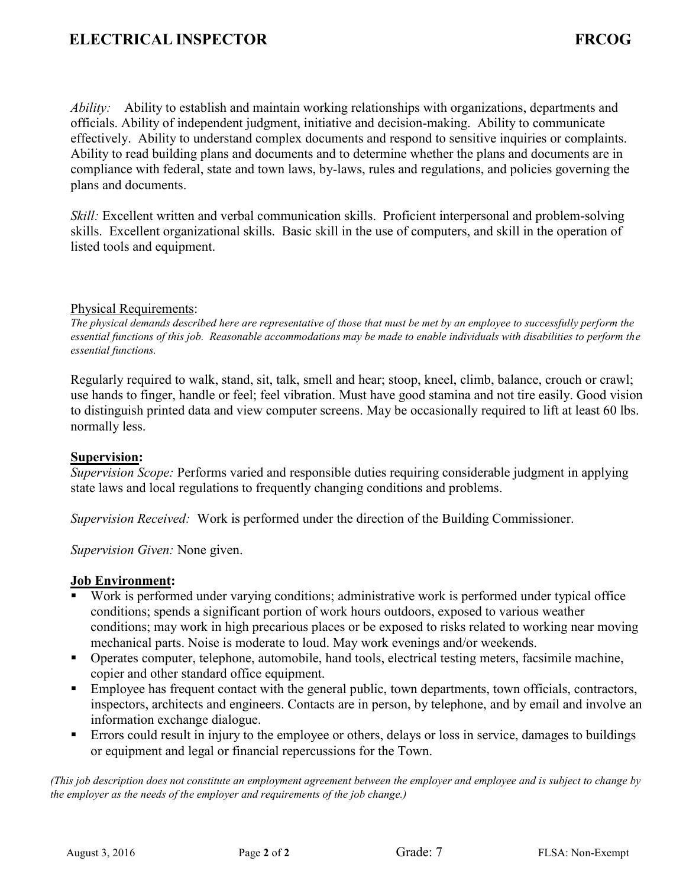*Ability:* Ability to establish and maintain working relationships with organizations, departments and officials. Ability of independent judgment, initiative and decision-making. Ability to communicate effectively. Ability to understand complex documents and respond to sensitive inquiries or complaints. Ability to read building plans and documents and to determine whether the plans and documents are in compliance with federal, state and town laws, by-laws, rules and regulations, and policies governing the plans and documents.

*Skill:* Excellent written and verbal communication skills. Proficient interpersonal and problem-solving skills. Excellent organizational skills. Basic skill in the use of computers, and skill in the operation of listed tools and equipment.

Physical Requirements:

*The physical demands described here are representative of those that must be met by an employee to successfully perform the essential functions of this job. Reasonable accommodations may be made to enable individuals with disabilities to perform the essential functions.*

Regularly required to walk, stand, sit, talk, smell and hear; stoop, kneel, climb, balance, crouch or crawl; use hands to finger, handle or feel; feel vibration. Must have good stamina and not tire easily. Good vision to distinguish printed data and view computer screens. May be occasionally required to lift at least 60 lbs. normally less.

**Supervision:**

*Supervision Scope:* Performs varied and responsible duties requiring considerable judgment in applying state laws and local regulations to frequently changing conditions and problems.

*Supervision Received:* Work is performed under the direction of the Building Commissioner.

*Supervision Given:* None given.

**Job Environment:**

- Work is performed under varying conditions; administrative work is performed under typical office conditions; spends a significant portion of work hours outdoors, exposed to various weather conditions; may work in high precarious places or be exposed to risks related to working near moving mechanical parts. Noise is moderate to loud. May work evenings and/or weekends.
- Operates computer, telephone, automobile, hand tools, electrical testing meters, facsimile machine, copier and other standard office equipment.
- Employee has frequent contact with the general public, town departments, town officials, contractors, inspectors, architects and engineers. Contacts are in person, by telephone, and by email and involve an information exchange dialogue.
- Errors could result in injury to the employee or others, delays or loss in service, damages to buildings or equipment and legal or financial repercussions for the Town.

*(This job description does not constitute an employment agreement between the employer and employee and is subject to change by the employer as the needs of the employer and requirements of the job change.)*

August 3, 2016 Grade: 7 FLSA: Non-Exempt